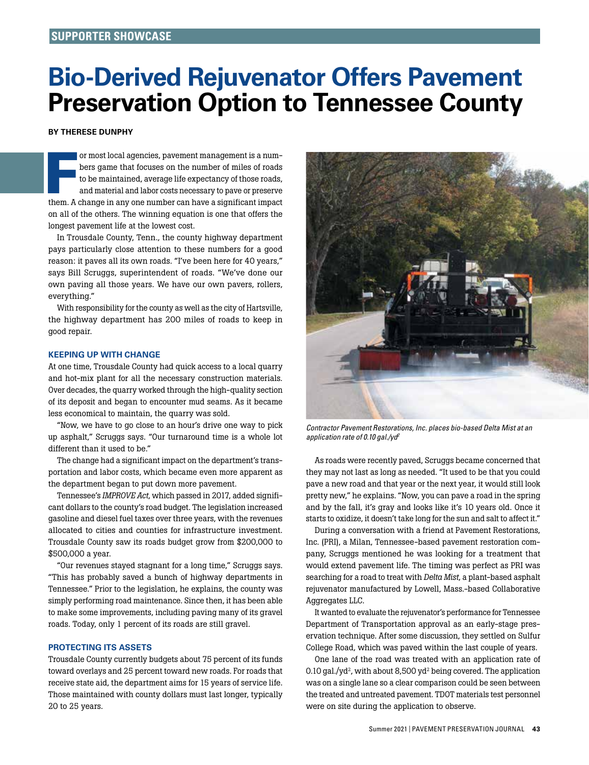# Bio-Derived Rejuvenator Offers Pavement Preservation Option to Tennessee County

**BY THERESE DUNPHY**

For most local agencies, pavement management is a numbers game that focuses on the number of miles of roads to be maintained, average life expectancy of those roads, and material and labor costs necessary to pave or preserve them. A change in any one number can have a significant impact on all of the others. The winning equation is one that offers the longest pavement life at the lowest cost.

In Trousdale County, Tenn., the county highway department pays particularly close attention to these numbers for a good reason: it paves all its own roads. "I've been here for 40 years," says Bill Scruggs, superintendent of roads. "We've done our own paving all those years. We have our own pavers, rollers, everything."

With responsibility for the county as well as the city of Hartsville, the highway department has 200 miles of roads to keep in good repair.

### KEEPING UP WITH CHANGE

At one time, Trousdale County had quick access to a local quarry and hot-mix plant for all the necessary construction materials. Over decades, the quarry worked through the high-quality section of its deposit and began to encounter mud seams. As it became less economical to maintain, the quarry was sold.

"Now, we have to go close to an hour's drive one way to pick up asphalt," Scruggs says. "Our turnaround time is a whole lot different than it used to be."

The change had a significant impact on the department's transportation and labor costs, which became even more apparent as the department began to put down more pavement.

Tennessee's *IMPROVE Act*, which passed in 2017, added significant dollars to the county's road budget. The legislation increased gasoline and diesel fuel taxes over three years, with the revenues allocated to cities and counties for infrastructure investment. Trousdale County saw its roads budget grow from $200,000 to $500,000 a year.

"Our revenues stayed stagnant for a long time," Scruggs says. "This has probably saved a bunch of highway departments in Tennessee." Prior to the legislation, he explains, the county was simply performing road maintenance. Since then, it has been able to make some improvements, including paving many of its gravel roads. Today, only 1 percent of its roads are still gravel.

### PROTECTING ITS ASSETS

Trousdale County currently budgets about 75 percent of its funds toward overlays and 25 percent toward new roads. For roads that receive state aid, the department aims for 15 years of service life. Those maintained with county dollars must last longer, typically 20 to 25 years.

*Contractor Pavement Restorations, Inc. places bio-based Delta Mist at an application rate of 0.10 gal./yd²*

As roads were recently paved, Scruggs became concerned that they may not last as long as needed. "It used to be that you could pave a new road and that year or the next year, it would still look pretty new," he explains. "Now, you can pave a road in the spring and by the fall, it's gray and looks like it's 10 years old. Once it starts to oxidize, it doesn't take long for the sun and salt to affect it."

During a conversation with a friend at Pavement Restorations, Inc. (PRI), a Milan, Tennessee-based pavement restoration company, Scruggs mentioned he was looking for a treatment that would extend pavement life. The timing was perfect as PRI was searching for a road to treat with *Delta Mist*, a plant-based asphalt rejuvenator manufactured by Lowell, Mass.-based Collaborative Aggregates LLC.

It wanted to evaluate the rejuvenator's performance for Tennessee Department of Transportation approval as an early-stage preservation technique. After some discussion, they settled on Sulfur College Road, which was paved within the last couple of years.

One lane of the road was treated with an application rate of 0.10 gal./yd², with about 8,500 yd² being covered. The application was on a single lane so a clear comparison could be seen between the treated and untreated pavement. TDOT materials test personnel were on site during the application to observe.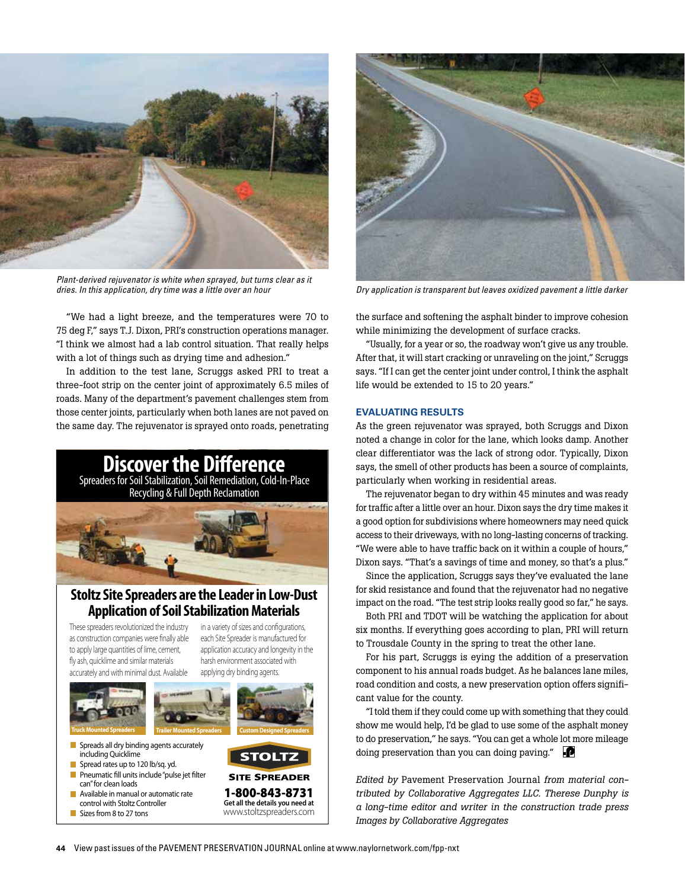*Plant-derived rejuvenator is white when sprayed, but turns clear as it dries. In this application, dry time was a little over an hour*

*Dry application is transparent but leaves oxidized pavement a little darker*

"We had a light breeze, and the temperatures were 70 to 75 deg F," says T.J. Dixon, PRI's construction operations manager. "I think we almost had a lab control situation. That really helps with a lot of things such as drying time and adhesion."

In addition to the test lane, Scruggs asked PRI to treat a three-foot strip on the center joint of approximately 6.5 miles of roads. Many of the department's pavement challenges stem from those center joints, particularly when both lanes are not paved on the same day. The rejuvenator is sprayed onto roads, penetrating the surface and softening the asphalt binder to improve cohesion while minimizing the development of surface cracks.

"Usually, for a year or so, the roadway won't give us any trouble. After that, it will start cracking or unraveling on the joint," Scruggs says. "If I can get the center joint under control, I think the asphalt life would be extended to 15 to 20 years."

## EVALUATING RESULTS

As the green rejuvenator was sprayed, both Scruggs and Dixon noted a change in color for the lane, which looks damp. Another clear differentiator was the lack of strong odor. Typically, Dixon says, the smell of other products has been a source of complaints, particularly when working in residential areas.

The rejuvenator began to dry within 45 minutes and was ready for traffic after a little over an hour. Dixon says the dry time makes it a good option for subdivisions where homeowners may need quick access to their driveways, with no long-lasting concerns of tracking. "We were able to have traffic back on it within a couple of hours," Dixon says. "That's a savings of time and money, so that's a plus."

Since the application, Scruggs says they've evaluated the lane for skid resistance and found that the rejuvenator had no negative impact on the road. "The test strip looks really good so far," he says.

Both PRI and TDOT will be watching the application for about six months. If everything goes according to plan, PRI will return to Trousdale County in the spring to treat the other lane.

For his part, Scruggs is eying the addition of a preservation component to his annual roads budget. As he balances lane miles, road condition and costs, a new preservation option offers significant value for the county.

"I told them if they could come up with something that they could show me would help, I'd be glad to use some of the asphalt money to do preservation," he says. "You can get a whole lot more mileage doing preservation than you can doing paving."

*Edited by* Pavement Preservation Journal *from material contributed by Collaborative Aggregates LLC. Therese Dunphy is a long-time editor and writer in the construction trade press Images by Collaborative Aggregates*

---

# Discover the Difference

Spreaders for Soil Stabilization, Soil Remediation, Cold-In-Place Recycling & Full Depth Reclamation

## Stoltz Site Spreaders are the Leader in Low-Dust Application of Soil Stabilization Materials

These spreaders revolutionized the industry as construction companies were finally able to apply large quantities of lime, cement, fly ash, quicklime and similar materials accurately and with minimal dust. Available in a variety of sizes and configurations, each Site Spreader is manufactured for application accuracy and longevity in the harsh environment associated with applying dry binding agents.

Truck Mounted Spreaders | Trailer Mounted Spreaders | Custom Designed Spreaders

- Spreads all dry binding agents accurately including Quicklime
- Spread rates up to 120 lb/sq. yd.
- Pneumatic fill units include "pulse jet filter can" for clean loads
- Available in manual or automatic rate control with Stoltz Controller
- Sizes from 8 to 27 tons

STOLTZ SITE SPREADER
1-800-843-8731
Get all the details you need at
www.stoltzspreaders.com